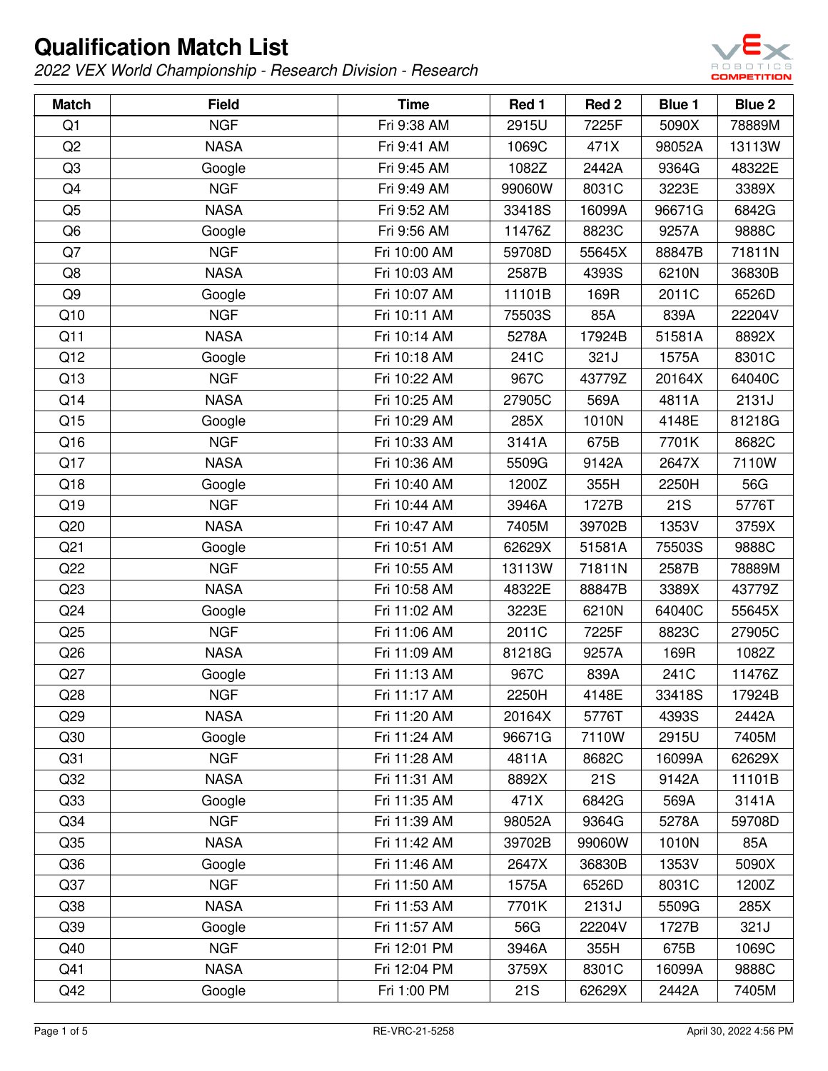# Qualification Match List

*2022 VEX World Championship - Research Division - Research*

| Match | Field | Time | Red 1 | Red 2 | Blue 1 | Blue 2 |
|---|---|---|---|---|---|---|
| Q1 | NGF | Fri 9:38 AM | 2915U | 7225F | 5090X | 78889M |
| Q2 | NASA | Fri 9:41 AM | 1069C | 471X | 98052A | 13113W |
| Q3 | Google | Fri 9:45 AM | 1082Z | 2442A | 9364G | 48322E |
| Q4 | NGF | Fri 9:49 AM | 99060W | 8031C | 3223E | 3389X |
| Q5 | NASA | Fri 9:52 AM | 33418S | 16099A | 96671G | 6842G |
| Q6 | Google | Fri 9:56 AM | 11476Z | 8823C | 9257A | 9888C |
| Q7 | NGF | Fri 10:00 AM | 59708D | 55645X | 88847B | 71811N |
| Q8 | NASA | Fri 10:03 AM | 2587B | 4393S | 6210N | 36830B |
| Q9 | Google | Fri 10:07 AM | 11101B | 169R | 2011C | 6526D |
| Q10 | NGF | Fri 10:11 AM | 75503S | 85A | 839A | 22204V |
| Q11 | NASA | Fri 10:14 AM | 5278A | 17924B | 51581A | 8892X |
| Q12 | Google | Fri 10:18 AM | 241C | 321J | 1575A | 8301C |
| Q13 | NGF | Fri 10:22 AM | 967C | 43779Z | 20164X | 64040C |
| Q14 | NASA | Fri 10:25 AM | 27905C | 569A | 4811A | 2131J |
| Q15 | Google | Fri 10:29 AM | 285X | 1010N | 4148E | 81218G |
| Q16 | NGF | Fri 10:33 AM | 3141A | 675B | 7701K | 8682C |
| Q17 | NASA | Fri 10:36 AM | 5509G | 9142A | 2647X | 7110W |
| Q18 | Google | Fri 10:40 AM | 1200Z | 355H | 2250H | 56G |
| Q19 | NGF | Fri 10:44 AM | 3946A | 1727B | 21S | 5776T |
| Q20 | NASA | Fri 10:47 AM | 7405M | 39702B | 1353V | 3759X |
| Q21 | Google | Fri 10:51 AM | 62629X | 51581A | 75503S | 9888C |
| Q22 | NGF | Fri 10:55 AM | 13113W | 71811N | 2587B | 78889M |
| Q23 | NASA | Fri 10:58 AM | 48322E | 88847B | 3389X | 43779Z |
| Q24 | Google | Fri 11:02 AM | 3223E | 6210N | 64040C | 55645X |
| Q25 | NGF | Fri 11:06 AM | 2011C | 7225F | 8823C | 27905C |
| Q26 | NASA | Fri 11:09 AM | 81218G | 9257A | 169R | 1082Z |
| Q27 | Google | Fri 11:13 AM | 967C | 839A | 241C | 11476Z |
| Q28 | NGF | Fri 11:17 AM | 2250H | 4148E | 33418S | 17924B |
| Q29 | NASA | Fri 11:20 AM | 20164X | 5776T | 4393S | 2442A |
| Q30 | Google | Fri 11:24 AM | 96671G | 7110W | 2915U | 7405M |
| Q31 | NGF | Fri 11:28 AM | 4811A | 8682C | 16099A | 62629X |
| Q32 | NASA | Fri 11:31 AM | 8892X | 21S | 9142A | 11101B |
| Q33 | Google | Fri 11:35 AM | 471X | 6842G | 569A | 3141A |
| Q34 | NGF | Fri 11:39 AM | 98052A | 9364G | 5278A | 59708D |
| Q35 | NASA | Fri 11:42 AM | 39702B | 99060W | 1010N | 85A |
| Q36 | Google | Fri 11:46 AM | 2647X | 36830B | 1353V | 5090X |
| Q37 | NGF | Fri 11:50 AM | 1575A | 6526D | 8031C | 1200Z |
| Q38 | NASA | Fri 11:53 AM | 7701K | 2131J | 5509G | 285X |
| Q39 | Google | Fri 11:57 AM | 56G | 22204V | 1727B | 321J |
| Q40 | NGF | Fri 12:01 PM | 3946A | 355H | 675B | 1069C |
| Q41 | NASA | Fri 12:04 PM | 3759X | 8301C | 16099A | 9888C |
| Q42 | Google | Fri 1:00 PM | 21S | 62629X | 2442A | 7405M |

RE-VRC-21-5258

April 30, 2022 4:56 PM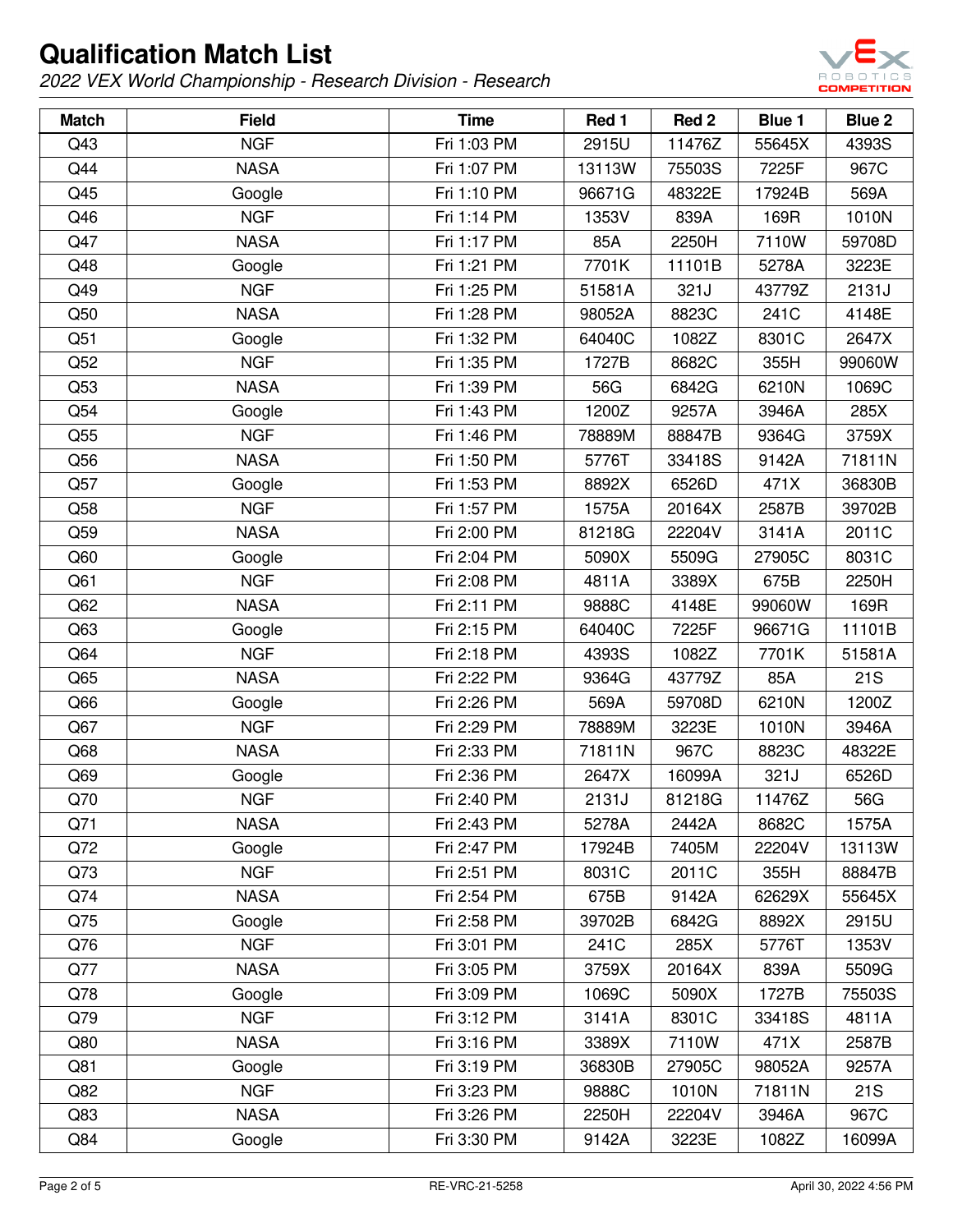# Qualification Match List

*2022 VEX World Championship - Research Division - Research*

| Match | Field | Time | Red 1 | Red 2 | Blue 1 | Blue 2 |
|---|---|---|---|---|---|---|
| Q43 | NGF | Fri 1:03 PM | 2915U | 11476Z | 55645X | 4393S |
| Q44 | NASA | Fri 1:07 PM | 13113W | 75503S | 7225F | 967C |
| Q45 | Google | Fri 1:10 PM | 96671G | 48322E | 17924B | 569A |
| Q46 | NGF | Fri 1:14 PM | 1353V | 839A | 169R | 1010N |
| Q47 | NASA | Fri 1:17 PM | 85A | 2250H | 7110W | 59708D |
| Q48 | Google | Fri 1:21 PM | 7701K | 11101B | 5278A | 3223E |
| Q49 | NGF | Fri 1:25 PM | 51581A | 321J | 43779Z | 2131J |
| Q50 | NASA | Fri 1:28 PM | 98052A | 8823C | 241C | 4148E |
| Q51 | Google | Fri 1:32 PM | 64040C | 1082Z | 8301C | 2647X |
| Q52 | NGF | Fri 1:35 PM | 1727B | 8682C | 355H | 99060W |
| Q53 | NASA | Fri 1:39 PM | 56G | 6842G | 6210N | 1069C |
| Q54 | Google | Fri 1:43 PM | 1200Z | 9257A | 3946A | 285X |
| Q55 | NGF | Fri 1:46 PM | 78889M | 88847B | 9364G | 3759X |
| Q56 | NASA | Fri 1:50 PM | 5776T | 33418S | 9142A | 71811N |
| Q57 | Google | Fri 1:53 PM | 8892X | 6526D | 471X | 36830B |
| Q58 | NGF | Fri 1:57 PM | 1575A | 20164X | 2587B | 39702B |
| Q59 | NASA | Fri 2:00 PM | 81218G | 22204V | 3141A | 2011C |
| Q60 | Google | Fri 2:04 PM | 5090X | 5509G | 27905C | 8031C |
| Q61 | NGF | Fri 2:08 PM | 4811A | 3389X | 675B | 2250H |
| Q62 | NASA | Fri 2:11 PM | 9888C | 4148E | 99060W | 169R |
| Q63 | Google | Fri 2:15 PM | 64040C | 7225F | 96671G | 11101B |
| Q64 | NGF | Fri 2:18 PM | 4393S | 1082Z | 7701K | 51581A |
| Q65 | NASA | Fri 2:22 PM | 9364G | 43779Z | 85A | 21S |
| Q66 | Google | Fri 2:26 PM | 569A | 59708D | 6210N | 1200Z |
| Q67 | NGF | Fri 2:29 PM | 78889M | 3223E | 1010N | 3946A |
| Q68 | NASA | Fri 2:33 PM | 71811N | 967C | 8823C | 48322E |
| Q69 | Google | Fri 2:36 PM | 2647X | 16099A | 321J | 6526D |
| Q70 | NGF | Fri 2:40 PM | 2131J | 81218G | 11476Z | 56G |
| Q71 | NASA | Fri 2:43 PM | 5278A | 2442A | 8682C | 1575A |
| Q72 | Google | Fri 2:47 PM | 17924B | 7405M | 22204V | 13113W |
| Q73 | NGF | Fri 2:51 PM | 8031C | 2011C | 355H | 88847B |
| Q74 | NASA | Fri 2:54 PM | 675B | 9142A | 62629X | 55645X |
| Q75 | Google | Fri 2:58 PM | 39702B | 6842G | 8892X | 2915U |
| Q76 | NGF | Fri 3:01 PM | 241C | 285X | 5776T | 1353V |
| Q77 | NASA | Fri 3:05 PM | 3759X | 20164X | 839A | 5509G |
| Q78 | Google | Fri 3:09 PM | 1069C | 5090X | 1727B | 75503S |
| Q79 | NGF | Fri 3:12 PM | 3141A | 8301C | 33418S | 4811A |
| Q80 | NASA | Fri 3:16 PM | 3389X | 7110W | 471X | 2587B |
| Q81 | Google | Fri 3:19 PM | 36830B | 27905C | 98052A | 9257A |
| Q82 | NGF | Fri 3:23 PM | 9888C | 1010N | 71811N | 21S |
| Q83 | NASA | Fri 3:26 PM | 2250H | 22204V | 3946A | 967C |
| Q84 | Google | Fri 3:30 PM | 9142A | 3223E | 1082Z | 16099A |

RE-VRC-21-5258 April 30, 2022 4:56 PM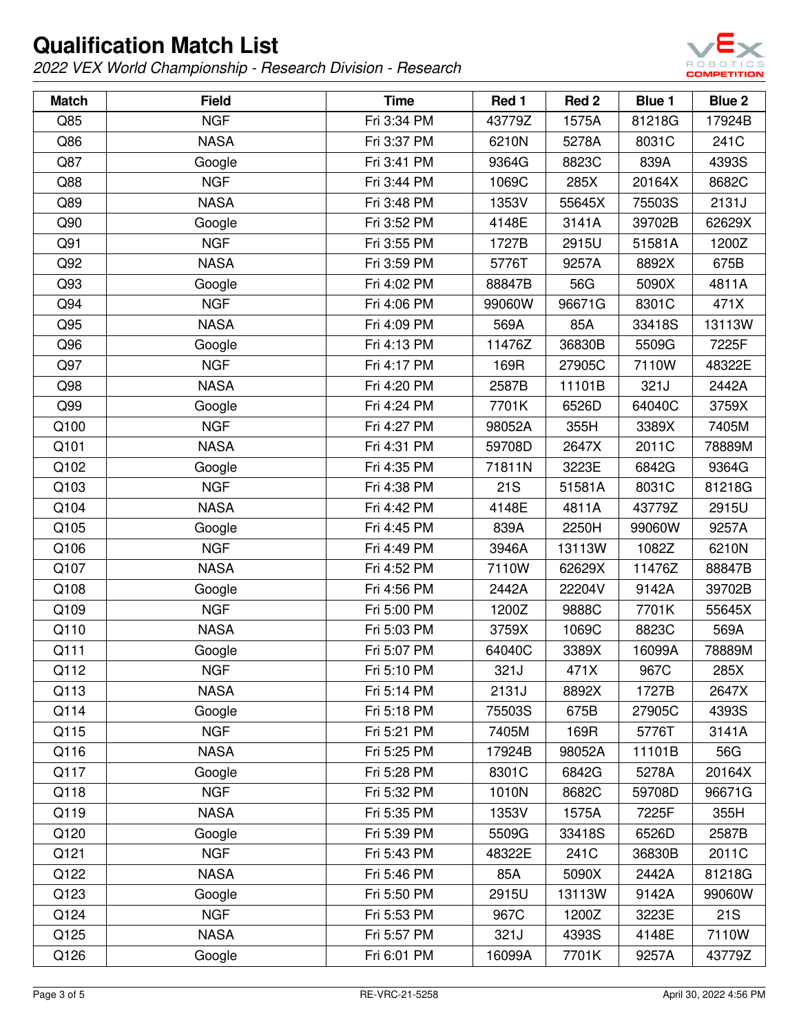# Qualification Match List

*2022 VEX World Championship - Research Division - Research*

| Match | Field | Time | Red 1 | Red 2 | Blue 1 | Blue 2 |
|---|---|---|---|---|---|---|
| Q85 | NGF | Fri 3:34 PM | 43779Z | 1575A | 81218G | 17924B |
| Q86 | NASA | Fri 3:37 PM | 6210N | 5278A | 8031C | 241C |
| Q87 | Google | Fri 3:41 PM | 9364G | 8823C | 839A | 4393S |
| Q88 | NGF | Fri 3:44 PM | 1069C | 285X | 20164X | 8682C |
| Q89 | NASA | Fri 3:48 PM | 1353V | 55645X | 75503S | 2131J |
| Q90 | Google | Fri 3:52 PM | 4148E | 3141A | 39702B | 62629X |
| Q91 | NGF | Fri 3:55 PM | 1727B | 2915U | 51581A | 1200Z |
| Q92 | NASA | Fri 3:59 PM | 5776T | 9257A | 8892X | 675B |
| Q93 | Google | Fri 4:02 PM | 88847B | 56G | 5090X | 4811A |
| Q94 | NGF | Fri 4:06 PM | 99060W | 96671G | 8301C | 471X |
| Q95 | NASA | Fri 4:09 PM | 569A | 85A | 33418S | 13113W |
| Q96 | Google | Fri 4:13 PM | 11476Z | 36830B | 5509G | 7225F |
| Q97 | NGF | Fri 4:17 PM | 169R | 27905C | 7110W | 48322E |
| Q98 | NASA | Fri 4:20 PM | 2587B | 11101B | 321J | 2442A |
| Q99 | Google | Fri 4:24 PM | 7701K | 6526D | 64040C | 3759X |
| Q100 | NGF | Fri 4:27 PM | 98052A | 355H | 3389X | 7405M |
| Q101 | NASA | Fri 4:31 PM | 59708D | 2647X | 2011C | 78889M |
| Q102 | Google | Fri 4:35 PM | 71811N | 3223E | 6842G | 9364G |
| Q103 | NGF | Fri 4:38 PM | 21S | 51581A | 8031C | 81218G |
| Q104 | NASA | Fri 4:42 PM | 4148E | 4811A | 43779Z | 2915U |
| Q105 | Google | Fri 4:45 PM | 839A | 2250H | 99060W | 9257A |
| Q106 | NGF | Fri 4:49 PM | 3946A | 13113W | 1082Z | 6210N |
| Q107 | NASA | Fri 4:52 PM | 7110W | 62629X | 11476Z | 88847B |
| Q108 | Google | Fri 4:56 PM | 2442A | 22204V | 9142A | 39702B |
| Q109 | NGF | Fri 5:00 PM | 1200Z | 9888C | 7701K | 55645X |
| Q110 | NASA | Fri 5:03 PM | 3759X | 1069C | 8823C | 569A |
| Q111 | Google | Fri 5:07 PM | 64040C | 3389X | 16099A | 78889M |
| Q112 | NGF | Fri 5:10 PM | 321J | 471X | 967C | 285X |
| Q113 | NASA | Fri 5:14 PM | 2131J | 8892X | 1727B | 2647X |
| Q114 | Google | Fri 5:18 PM | 75503S | 675B | 27905C | 4393S |
| Q115 | NGF | Fri 5:21 PM | 7405M | 169R | 5776T | 3141A |
| Q116 | NASA | Fri 5:25 PM | 17924B | 98052A | 11101B | 56G |
| Q117 | Google | Fri 5:28 PM | 8301C | 6842G | 5278A | 20164X |
| Q118 | NGF | Fri 5:32 PM | 1010N | 8682C | 59708D | 96671G |
| Q119 | NASA | Fri 5:35 PM | 1353V | 1575A | 7225F | 355H |
| Q120 | Google | Fri 5:39 PM | 5509G | 33418S | 6526D | 2587B |
| Q121 | NGF | Fri 5:43 PM | 48322E | 241C | 36830B | 2011C |
| Q122 | NASA | Fri 5:46 PM | 85A | 5090X | 2442A | 81218G |
| Q123 | Google | Fri 5:50 PM | 2915U | 13113W | 9142A | 99060W |
| Q124 | NGF | Fri 5:53 PM | 967C | 1200Z | 3223E | 21S |
| Q125 | NASA | Fri 5:57 PM | 321J | 4393S | 4148E | 7110W |
| Q126 | Google | Fri 6:01 PM | 16099A | 7701K | 9257A | 43779Z |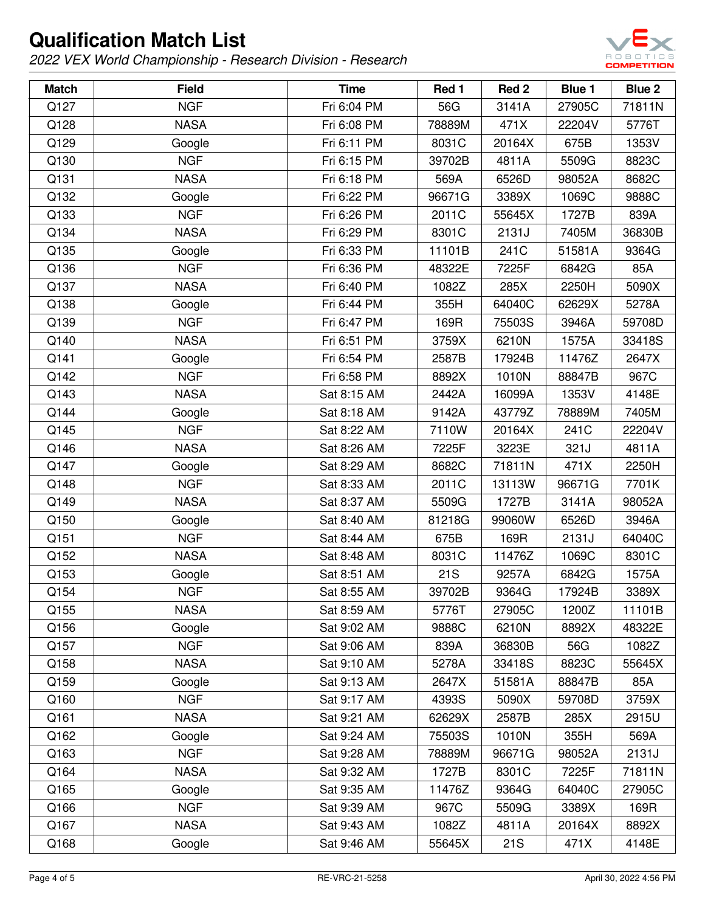# Qualification Match List

*2022 VEX World Championship - Research Division - Research*

| Match | Field | Time | Red 1 | Red 2 | Blue 1 | Blue 2 |
|---|---|---|---|---|---|---|
| Q127 | NGF | Fri 6:04 PM | 56G | 3141A | 27905C | 71811N |
| Q128 | NASA | Fri 6:08 PM | 78889M | 471X | 22204V | 5776T |
| Q129 | Google | Fri 6:11 PM | 8031C | 20164X | 675B | 1353V |
| Q130 | NGF | Fri 6:15 PM | 39702B | 4811A | 5509G | 8823C |
| Q131 | NASA | Fri 6:18 PM | 569A | 6526D | 98052A | 8682C |
| Q132 | Google | Fri 6:22 PM | 96671G | 3389X | 1069C | 9888C |
| Q133 | NGF | Fri 6:26 PM | 2011C | 55645X | 1727B | 839A |
| Q134 | NASA | Fri 6:29 PM | 8301C | 2131J | 7405M | 36830B |
| Q135 | Google | Fri 6:33 PM | 11101B | 241C | 51581A | 9364G |
| Q136 | NGF | Fri 6:36 PM | 48322E | 7225F | 6842G | 85A |
| Q137 | NASA | Fri 6:40 PM | 1082Z | 285X | 2250H | 5090X |
| Q138 | Google | Fri 6:44 PM | 355H | 64040C | 62629X | 5278A |
| Q139 | NGF | Fri 6:47 PM | 169R | 75503S | 3946A | 59708D |
| Q140 | NASA | Fri 6:51 PM | 3759X | 6210N | 1575A | 33418S |
| Q141 | Google | Fri 6:54 PM | 2587B | 17924B | 11476Z | 2647X |
| Q142 | NGF | Fri 6:58 PM | 8892X | 1010N | 88847B | 967C |
| Q143 | NASA | Sat 8:15 AM | 2442A | 16099A | 1353V | 4148E |
| Q144 | Google | Sat 8:18 AM | 9142A | 43779Z | 78889M | 7405M |
| Q145 | NGF | Sat 8:22 AM | 7110W | 20164X | 241C | 22204V |
| Q146 | NASA | Sat 8:26 AM | 7225F | 3223E | 321J | 4811A |
| Q147 | Google | Sat 8:29 AM | 8682C | 71811N | 471X | 2250H |
| Q148 | NGF | Sat 8:33 AM | 2011C | 13113W | 96671G | 7701K |
| Q149 | NASA | Sat 8:37 AM | 5509G | 1727B | 3141A | 98052A |
| Q150 | Google | Sat 8:40 AM | 81218G | 99060W | 6526D | 3946A |
| Q151 | NGF | Sat 8:44 AM | 675B | 169R | 2131J | 64040C |
| Q152 | NASA | Sat 8:48 AM | 8031C | 11476Z | 1069C | 8301C |
| Q153 | Google | Sat 8:51 AM | 21S | 9257A | 6842G | 1575A |
| Q154 | NGF | Sat 8:55 AM | 39702B | 9364G | 17924B | 3389X |
| Q155 | NASA | Sat 8:59 AM | 5776T | 27905C | 1200Z | 11101B |
| Q156 | Google | Sat 9:02 AM | 9888C | 6210N | 8892X | 48322E |
| Q157 | NGF | Sat 9:06 AM | 839A | 36830B | 56G | 1082Z |
| Q158 | NASA | Sat 9:10 AM | 5278A | 33418S | 8823C | 55645X |
| Q159 | Google | Sat 9:13 AM | 2647X | 51581A | 88847B | 85A |
| Q160 | NGF | Sat 9:17 AM | 4393S | 5090X | 59708D | 3759X |
| Q161 | NASA | Sat 9:21 AM | 62629X | 2587B | 285X | 2915U |
| Q162 | Google | Sat 9:24 AM | 75503S | 1010N | 355H | 569A |
| Q163 | NGF | Sat 9:28 AM | 78889M | 96671G | 98052A | 2131J |
| Q164 | NASA | Sat 9:32 AM | 1727B | 8301C | 7225F | 71811N |
| Q165 | Google | Sat 9:35 AM | 11476Z | 9364G | 64040C | 27905C |
| Q166 | NGF | Sat 9:39 AM | 967C | 5509G | 3389X | 169R |
| Q167 | NASA | Sat 9:43 AM | 1082Z | 4811A | 20164X | 8892X |
| Q168 | Google | Sat 9:46 AM | 55645X | 21S | 471X | 4148E |

RE-VRC-21-5258 April 30, 2022 4:56 PM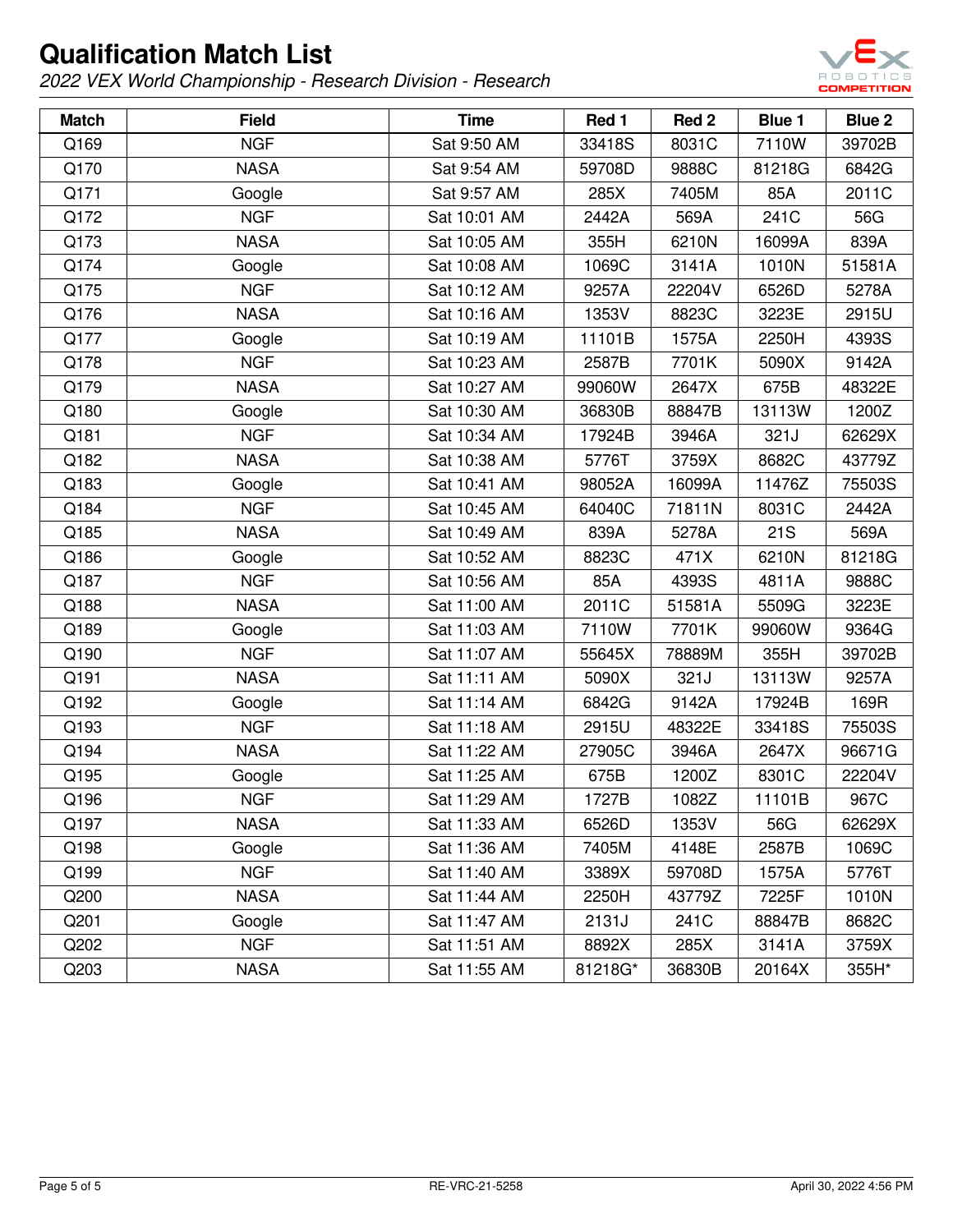# Qualification Match List

*2022 VEX World Championship - Research Division - Research*

| Match | Field | Time | Red 1 | Red 2 | Blue 1 | Blue 2 |
|---|---|---|---|---|---|---|
| Q169 | NGF | Sat 9:50 AM | 33418S | 8031C | 7110W | 39702B |
| Q170 | NASA | Sat 9:54 AM | 59708D | 9888C | 81218G | 6842G |
| Q171 | Google | Sat 9:57 AM | 285X | 7405M | 85A | 2011C |
| Q172 | NGF | Sat 10:01 AM | 2442A | 569A | 241C | 56G |
| Q173 | NASA | Sat 10:05 AM | 355H | 6210N | 16099A | 839A |
| Q174 | Google | Sat 10:08 AM | 1069C | 3141A | 1010N | 51581A |
| Q175 | NGF | Sat 10:12 AM | 9257A | 22204V | 6526D | 5278A |
| Q176 | NASA | Sat 10:16 AM | 1353V | 8823C | 3223E | 2915U |
| Q177 | Google | Sat 10:19 AM | 11101B | 1575A | 2250H | 4393S |
| Q178 | NGF | Sat 10:23 AM | 2587B | 7701K | 5090X | 9142A |
| Q179 | NASA | Sat 10:27 AM | 99060W | 2647X | 675B | 48322E |
| Q180 | Google | Sat 10:30 AM | 36830B | 88847B | 13113W | 1200Z |
| Q181 | NGF | Sat 10:34 AM | 17924B | 3946A | 321J | 62629X |
| Q182 | NASA | Sat 10:38 AM | 5776T | 3759X | 8682C | 43779Z |
| Q183 | Google | Sat 10:41 AM | 98052A | 16099A | 11476Z | 75503S |
| Q184 | NGF | Sat 10:45 AM | 64040C | 71811N | 8031C | 2442A |
| Q185 | NASA | Sat 10:49 AM | 839A | 5278A | 21S | 569A |
| Q186 | Google | Sat 10:52 AM | 8823C | 471X | 6210N | 81218G |
| Q187 | NGF | Sat 10:56 AM | 85A | 4393S | 4811A | 9888C |
| Q188 | NASA | Sat 11:00 AM | 2011C | 51581A | 5509G | 3223E |
| Q189 | Google | Sat 11:03 AM | 7110W | 7701K | 99060W | 9364G |
| Q190 | NGF | Sat 11:07 AM | 55645X | 78889M | 355H | 39702B |
| Q191 | NASA | Sat 11:11 AM | 5090X | 321J | 13113W | 9257A |
| Q192 | Google | Sat 11:14 AM | 6842G | 9142A | 17924B | 169R |
| Q193 | NGF | Sat 11:18 AM | 2915U | 48322E | 33418S | 75503S |
| Q194 | NASA | Sat 11:22 AM | 27905C | 3946A | 2647X | 96671G |
| Q195 | Google | Sat 11:25 AM | 675B | 1200Z | 8301C | 22204V |
| Q196 | NGF | Sat 11:29 AM | 1727B | 1082Z | 11101B | 967C |
| Q197 | NASA | Sat 11:33 AM | 6526D | 1353V | 56G | 62629X |
| Q198 | Google | Sat 11:36 AM | 7405M | 4148E | 2587B | 1069C |
| Q199 | NGF | Sat 11:40 AM | 3389X | 59708D | 1575A | 5776T |
| Q200 | NASA | Sat 11:44 AM | 2250H | 43779Z | 7225F | 1010N |
| Q201 | Google | Sat 11:47 AM | 2131J | 241C | 88847B | 8682C |
| Q202 | NGF | Sat 11:51 AM | 8892X | 285X | 3141A | 3759X |
| Q203 | NASA | Sat 11:55 AM | 81218G* | 36830B | 20164X | 355H* |

RE-VRC-21-5258

April 30, 2022 4:56 PM